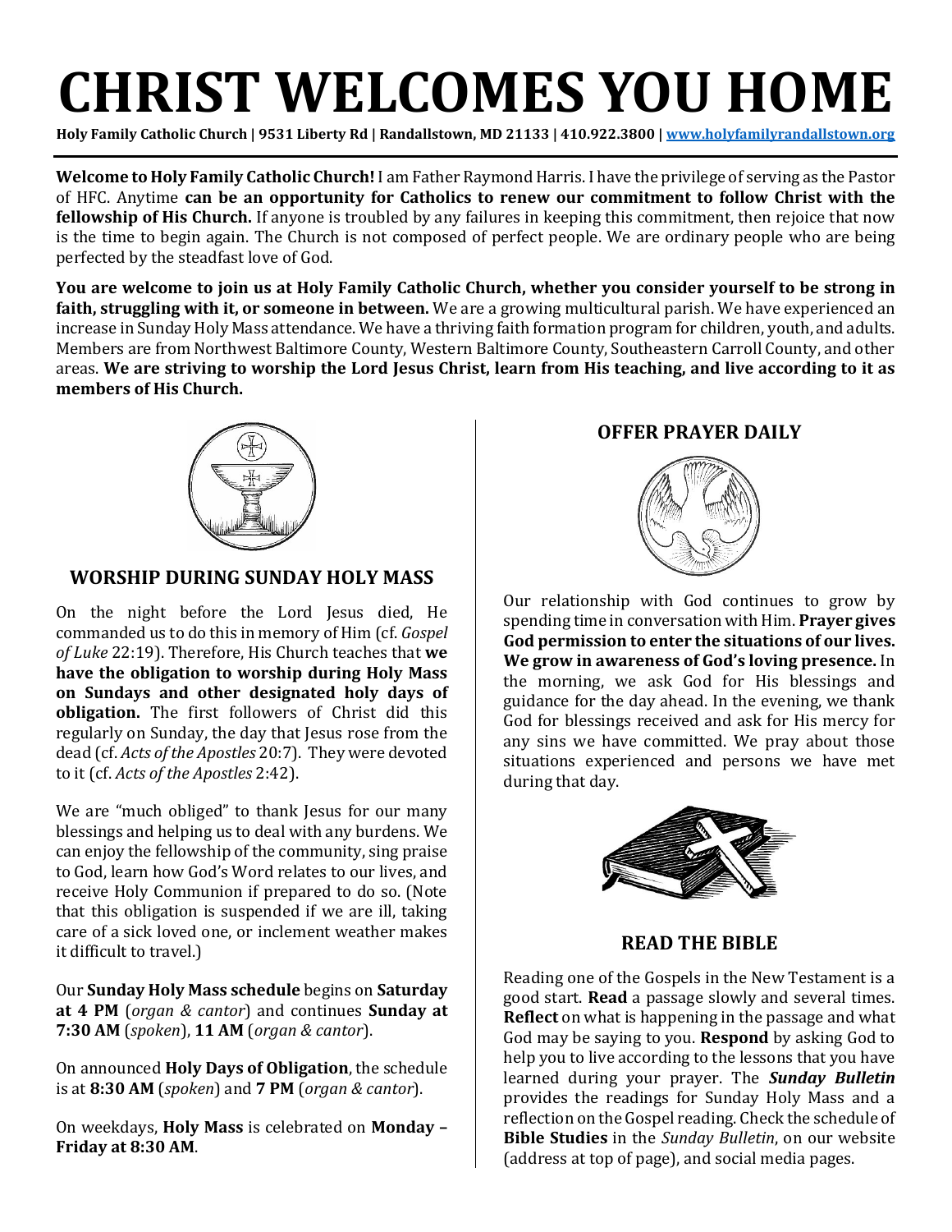# CHRIST WELCOMES YOU HOME

**Holy Family Catholic Church | 9531 Liberty Rd | Randallstown, MD 21133 | 410.922.3800 | www.holyfamilyrandallstown.org**

**Welcome to Holy Family Catholic Church!** I am Father Raymond Harris. I have the privilege of serving as the Pastor of HFC. Anytime **can be an opportunity for Catholics to renew our commitment to follow Christ with the fellowship of His Church.** If anyone is troubled by any failures in keeping this commitment, then rejoice that now is the time to begin again. The Church is not composed of perfect people. We are ordinary people who are being perfected by the steadfast love of God.

**You are welcome to join us at Holy Family Catholic Church, whether you consider yourself to be strong in faith, struggling with it, or someone in between.** We are a growing multicultural parish. We have experienced an increase in Sunday Holy Mass attendance. We have a thriving faith formation program for children, youth, and adults. Members are from Northwest Baltimore County, Western Baltimore County, Southeastern Carroll County, and other areas. **We are striving to worship the Lord Jesus Christ, learn from His teaching, and live according to it as members of His Church.**

## WORSHIP DURING SUNDAY HOLY MASS

On the night before the Lord Jesus died, He commanded us to do this in memory of Him (cf. *Gospel of Luke* 22:19). Therefore, His Church teaches that **we have the obligation to worship during Holy Mass on Sundays and other designated holy days of obligation.** The first followers of Christ did this regularly on Sunday, the day that Jesus rose from the dead (cf. *Acts of the Apostles* 20:7). They were devoted to it (cf. *Acts of the Apostles* 2:42).

We are "much obliged" to thank Jesus for our many blessings and helping us to deal with any burdens. We can enjoy the fellowship of the community, sing praise to God, learn how God's Word relates to our lives, and receive Holy Communion if prepared to do so. (Note that this obligation is suspended if we are ill, taking care of a sick loved one, or inclement weather makes it difficult to travel.)

Our **Sunday Holy Mass schedule** begins on **Saturday at 4 PM** (*organ & cantor*) and continues **Sunday at 7:30 AM** (*spoken*), **11 AM** (*organ & cantor*).

On announced **Holy Days of Obligation**, the schedule is at **8:30 AM** (*spoken*) and **7 PM** (*organ & cantor*).

On weekdays, **Holy Mass** is celebrated on **Monday – Friday at 8:30 AM**.

## OFFER PRAYER DAILY

Our relationship with God continues to grow by spending time in conversation with Him. **Prayer gives God permission to enter the situations of our lives. We grow in awareness of God's loving presence.** In the morning, we ask God for His blessings and guidance for the day ahead. In the evening, we thank God for blessings received and ask for His mercy for any sins we have committed. We pray about those situations experienced and persons we have met during that day.

## READ THE BIBLE

Reading one of the Gospels in the New Testament is a good start. **Read** a passage slowly and several times. **Reflect** on what is happening in the passage and what God may be saying to you. **Respond** by asking God to help you to live according to the lessons that you have learned during your prayer. The ***Sunday Bulletin*** provides the readings for Sunday Holy Mass and a reflection on the Gospel reading. Check the schedule of **Bible Studies** in the *Sunday Bulletin*, on our website (address at top of page), and social media pages.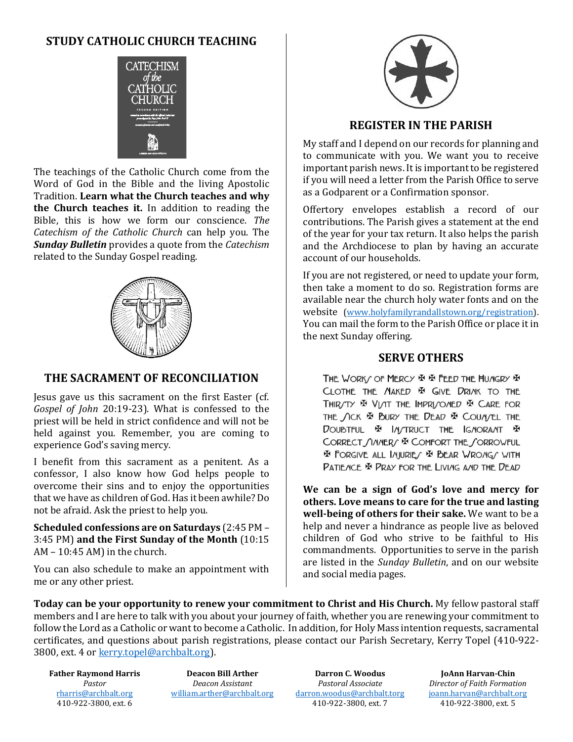## STUDY CATHOLIC CHURCH TEACHING

The teachings of the Catholic Church come from the Word of God in the Bible and the living Apostolic Tradition. **Learn what the Church teaches and why the Church teaches it.** In addition to reading the Bible, this is how we form our conscience. *The Catechism of the Catholic Church* can help you. The ***Sunday Bulletin*** provides a quote from the *Catechism* related to the Sunday Gospel reading.

## THE SACRAMENT OF RECONCILIATION

Jesus gave us this sacrament on the first Easter (cf. *Gospel of John* 20:19-23). What is confessed to the priest will be held in strict confidence and will not be held against you. Remember, you are coming to experience God's saving mercy.

I benefit from this sacrament as a penitent. As a confessor, I also know how God helps people to overcome their sins and to enjoy the opportunities that we have as children of God. Has it been awhile? Do not be afraid. Ask the priest to help you.

**Scheduled confessions are on Saturdays** (2:45 PM – 3:45 PM) **and the First Sunday of the Month** (10:15 AM – 10:45 AM) in the church.

You can also schedule to make an appointment with me or any other priest.

## REGISTER IN THE PARISH

My staff and I depend on our records for planning and to communicate with you. We want you to receive important parish news. It is important to be registered if you will need a letter from the Parish Office to serve as a Godparent or a Confirmation sponsor.

Offertory envelopes establish a record of our contributions. The Parish gives a statement at the end of the year for your tax return. It also helps the parish and the Archdiocese to plan by having an accurate account of our households.

If you are not registered, or need to update your form, then take a moment to do so. Registration forms are available near the church holy water fonts and on the website (www.holyfamilyrandallstown.org/registration). You can mail the form to the Parish Office or place it in the next Sunday offering.

## SERVE OTHERS

THE WORKS OF MERCY ✠ ✠ FEED THE HUNGRY ✠ CLOTHE THE NAKED ✠ GIVE DRINK TO THE THIRSTY ✠ VISIT THE IMPRISONED ✠ CARE FOR THE SICK ✠ BURY THE DEAD ✠ COUNSEL THE DOUBTFUL ✠ INSTRUCT THE IGNORANT ✠ CORRECT SINNERS ✠ COMFORT THE SORROWFUL ✠ FORGIVE ALL INJURIES ✠ BEAR WRONGS WITH PATIENCE ✠ PRAY FOR THE LIVING AND THE DEAD

**We can be a sign of God's love and mercy for others. Love means to care for the true and lasting well-being of others for their sake.** We want to be a help and never a hindrance as people live as beloved children of God who strive to be faithful to His commandments. Opportunities to serve in the parish are listed in the *Sunday Bulletin*, and on our website and social media pages.

**Today can be your opportunity to renew your commitment to Christ and His Church.** My fellow pastoral staff members and I are here to talk with you about your journey of faith, whether you are renewing your commitment to follow the Lord as a Catholic or want to become a Catholic. In addition, for Holy Mass intention requests, sacramental certificates, and questions about parish registrations, please contact our Parish Secretary, Kerry Topel (410-922-3800, ext. 4 or kerry.topel@archbalt.org).

| | | | |
|---|---|---|---|
| **Father Raymond Harris** | **Deacon Bill Arther** | **Darron C. Woodus** | **JoAnn Harvan-Chin** |
| *Pastor* | *Deacon Assistant* | *Pastoral Associate* | *Director of Faith Formation* |
| rharris@archbalt.org | william.arther@archbalt.org | darron.woodus@archbalt.org | joann.harvan@archbalt.org |
| 410-922-3800, ext. 6 | | 410-922-3800, ext. 7 | 410-922-3800, ext. 5 |